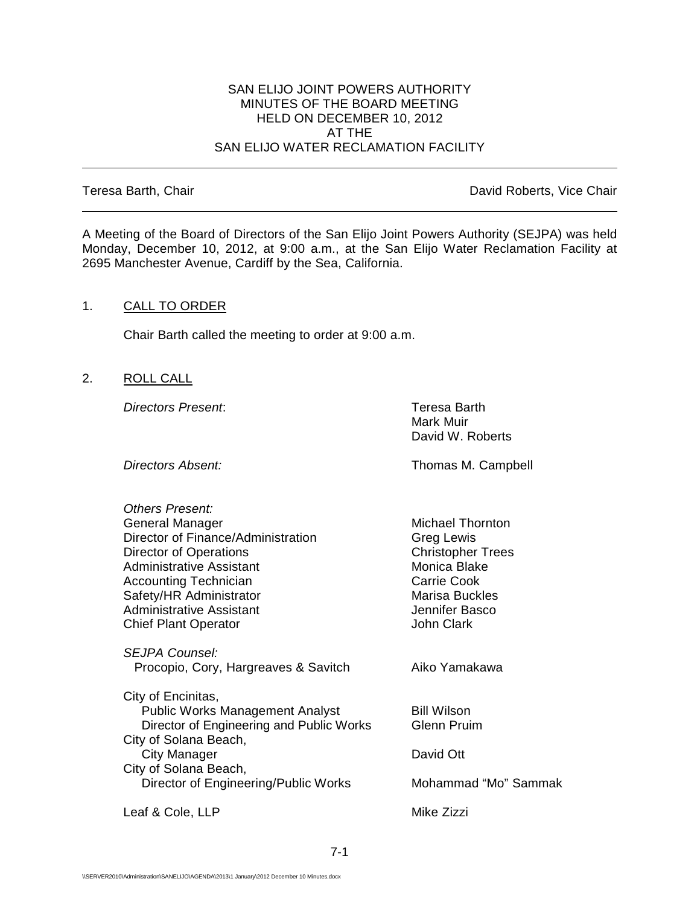# SAN ELIJO JOINT POWERS AUTHORITY
## MINUTES OF THE BOARD MEETING
## HELD ON DECEMBER 10, 2012
## AT THE
## SAN ELIJO WATER RECLAMATION FACILITY

---

Teresa Barth, Chair — David Roberts, Vice Chair

---

A Meeting of the Board of Directors of the San Elijo Joint Powers Authority (SEJPA) was held Monday, December 10, 2012, at 9:00 a.m., at the San Elijo Water Reclamation Facility at 2695 Manchester Avenue, Cardiff by the Sea, California.

1. <u>CALL TO ORDER</u>

   Chair Barth called the meeting to order at 9:00 a.m.

2. <u>ROLL CALL</u>

   *Directors Present*: Teresa Barth, Mark Muir, David W. Roberts

   *Directors Absent:* Thomas M. Campbell

   *Others Present:*

   | | |
   |---|---|
   | General Manager | Michael Thornton |
   | Director of Finance/Administration | Greg Lewis |
   | Director of Operations | Christopher Trees |
   | Administrative Assistant | Monica Blake |
   | Accounting Technician | Carrie Cook |
   | Safety/HR Administrator | Marisa Buckles |
   | Administrative Assistant | Jennifer Basco |
   | Chief Plant Operator | John Clark |

   *SEJPA Counsel:*

   | | |
   |---|---|
   | Procopio, Cory, Hargreaves & Savitch | Aiko Yamakawa |

   | | |
   |---|---|
   | City of Encinitas, Public Works Management Analyst | Bill Wilson |
   | City of Encinitas, Director of Engineering and Public Works | Glenn Pruim |
   | City of Solana Beach, City Manager | David Ott |
   | City of Solana Beach, Director of Engineering/Public Works | Mohammad "Mo" Sammak |
   | Leaf & Cole, LLP | Mike Zizzi |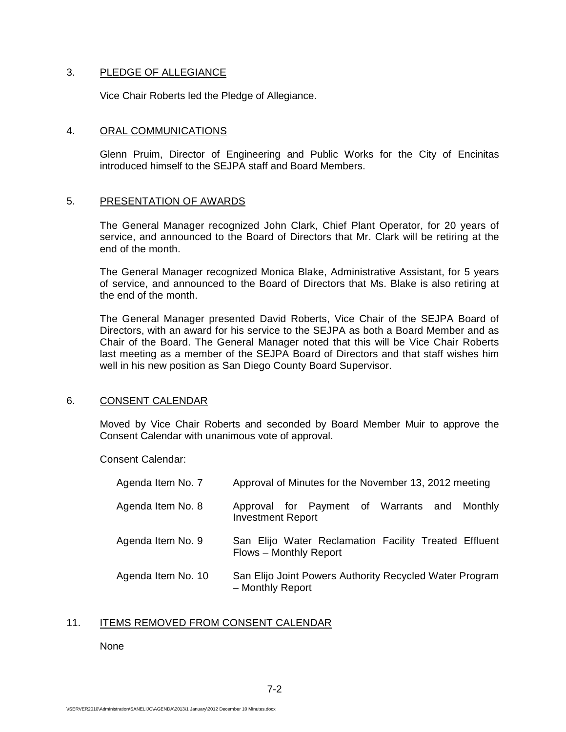## 3. PLEDGE OF ALLEGIANCE

Vice Chair Roberts led the Pledge of Allegiance.

## 4. ORAL COMMUNICATIONS

Glenn Pruim, Director of Engineering and Public Works for the City of Encinitas introduced himself to the SEJPA staff and Board Members.

## 5. PRESENTATION OF AWARDS

The General Manager recognized John Clark, Chief Plant Operator, for 20 years of service, and announced to the Board of Directors that Mr. Clark will be retiring at the end of the month.

The General Manager recognized Monica Blake, Administrative Assistant, for 5 years of service, and announced to the Board of Directors that Ms. Blake is also retiring at the end of the month.

The General Manager presented David Roberts, Vice Chair of the SEJPA Board of Directors, with an award for his service to the SEJPA as both a Board Member and as Chair of the Board. The General Manager noted that this will be Vice Chair Roberts last meeting as a member of the SEJPA Board of Directors and that staff wishes him well in his new position as San Diego County Board Supervisor.

## 6. CONSENT CALENDAR

Moved by Vice Chair Roberts and seconded by Board Member Muir to approve the Consent Calendar with unanimous vote of approval.

Consent Calendar:

| | |
|---|---|
| Agenda Item No. 7 | Approval of Minutes for the November 13, 2012 meeting |
| Agenda Item No. 8 | Approval for Payment of Warrants and Monthly Investment Report |
| Agenda Item No. 9 | San Elijo Water Reclamation Facility Treated Effluent Flows – Monthly Report |
| Agenda Item No. 10 | San Elijo Joint Powers Authority Recycled Water Program – Monthly Report |

## 11. ITEMS REMOVED FROM CONSENT CALENDAR

None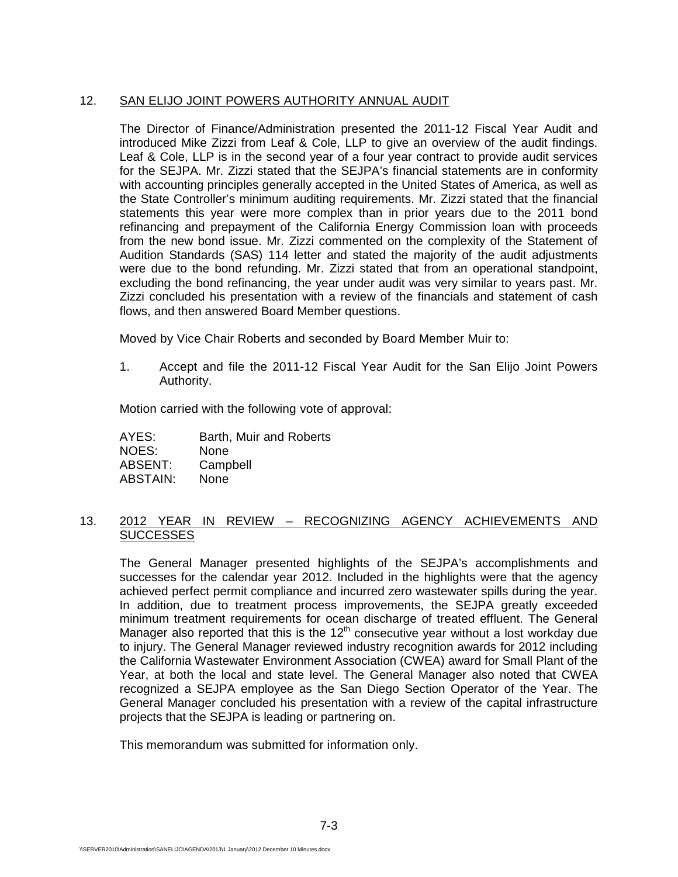12. <u>SAN ELIJO JOINT POWERS AUTHORITY ANNUAL AUDIT</u>

The Director of Finance/Administration presented the 2011-12 Fiscal Year Audit and introduced Mike Zizzi from Leaf & Cole, LLP to give an overview of the audit findings. Leaf & Cole, LLP is in the second year of a four year contract to provide audit services for the SEJPA. Mr. Zizzi stated that the SEJPA's financial statements are in conformity with accounting principles generally accepted in the United States of America, as well as the State Controller's minimum auditing requirements. Mr. Zizzi stated that the financial statements this year were more complex than in prior years due to the 2011 bond refinancing and prepayment of the California Energy Commission loan with proceeds from the new bond issue. Mr. Zizzi commented on the complexity of the Statement of Audition Standards (SAS) 114 letter and stated the majority of the audit adjustments were due to the bond refunding. Mr. Zizzi stated that from an operational standpoint, excluding the bond refinancing, the year under audit was very similar to years past. Mr. Zizzi concluded his presentation with a review of the financials and statement of cash flows, and then answered Board Member questions.

Moved by Vice Chair Roberts and seconded by Board Member Muir to:

1. Accept and file the 2011-12 Fiscal Year Audit for the San Elijo Joint Powers Authority.

Motion carried with the following vote of approval:

AYES: Barth, Muir and Roberts
NOES: None
ABSENT: Campbell
ABSTAIN: None

13. <u>2012 YEAR IN REVIEW – RECOGNIZING AGENCY ACHIEVEMENTS AND SUCCESSES</u>

The General Manager presented highlights of the SEJPA's accomplishments and successes for the calendar year 2012. Included in the highlights were that the agency achieved perfect permit compliance and incurred zero wastewater spills during the year. In addition, due to treatment process improvements, the SEJPA greatly exceeded minimum treatment requirements for ocean discharge of treated effluent. The General Manager also reported that this is the 12th consecutive year without a lost workday due to injury. The General Manager reviewed industry recognition awards for 2012 including the California Wastewater Environment Association (CWEA) award for Small Plant of the Year, at both the local and state level. The General Manager also noted that CWEA recognized a SEJPA employee as the San Diego Section Operator of the Year. The General Manager concluded his presentation with a review of the capital infrastructure projects that the SEJPA is leading or partnering on.

This memorandum was submitted for information only.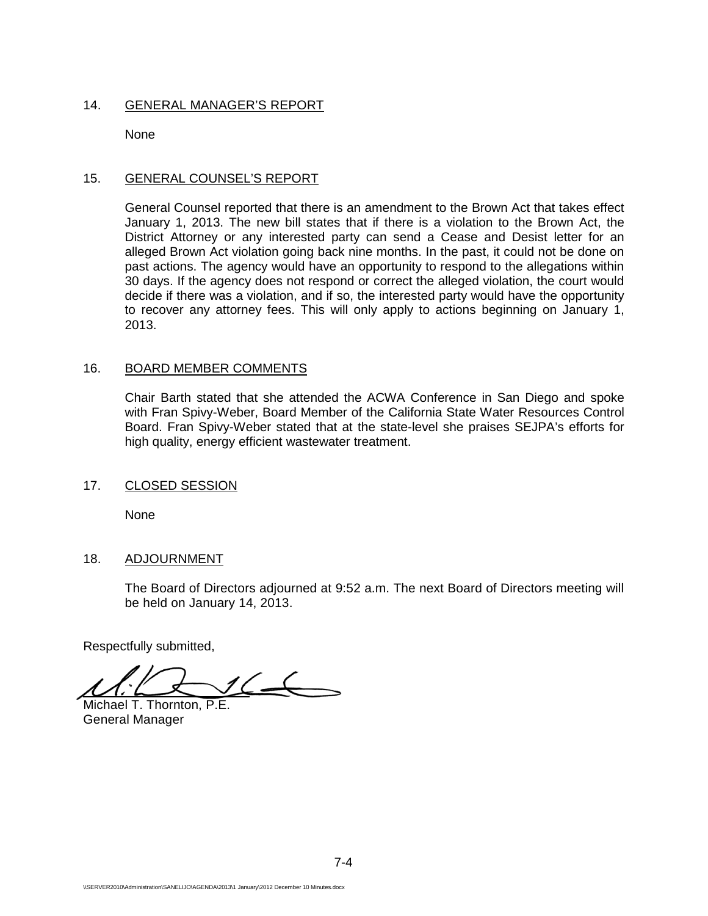14. <u>GENERAL MANAGER'S REPORT</u>

    None

15. <u>GENERAL COUNSEL'S REPORT</u>

    General Counsel reported that there is an amendment to the Brown Act that takes effect January 1, 2013. The new bill states that if there is a violation to the Brown Act, the District Attorney or any interested party can send a Cease and Desist letter for an alleged Brown Act violation going back nine months. In the past, it could not be done on past actions. The agency would have an opportunity to respond to the allegations within 30 days. If the agency does not respond or correct the alleged violation, the court would decide if there was a violation, and if so, the interested party would have the opportunity to recover any attorney fees. This will only apply to actions beginning on January 1, 2013.

16. <u>BOARD MEMBER COMMENTS</u>

    Chair Barth stated that she attended the ACWA Conference in San Diego and spoke with Fran Spivy-Weber, Board Member of the California State Water Resources Control Board. Fran Spivy-Weber stated that at the state-level she praises SEJPA's efforts for high quality, energy efficient wastewater treatment.

17. <u>CLOSED SESSION</u>

    None

18. <u>ADJOURNMENT</u>

    The Board of Directors adjourned at 9:52 a.m. The next Board of Directors meeting will be held on January 14, 2013.

Respectfully submitted,

Michael T. Thornton, P.E.
General Manager

\\SERVER2010\Administration\SANELIJO\AGENDA\2013\1 January\2012 December 10 Minutes.docx